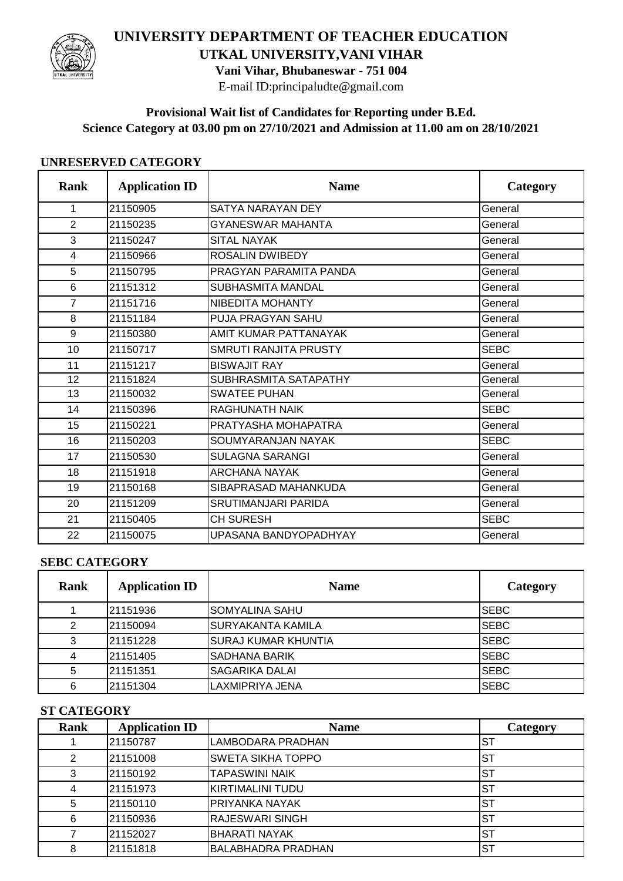# UNIVERSITY DEPARTMENT OF TEACHER EDUCATION

## UTKAL UNIVERSITY,VANI VIHAR

**Vani Vihar, Bhubaneswar - 751 004**

E-mail ID:principaludte@gmail.com

### Provisional Wait list of Candidates for Reporting under B.Ed. Science Category at 03.00 pm on 27/10/2021 and Admission at 11.00 am on 28/10/2021

**UNRESERVED CATEGORY**

| Rank | Application ID | Name | Category |
|---|---|---|---|
| 1 | 21150905 | SATYA NARAYAN DEY | General |
| 2 | 21150235 | GYANESWAR MAHANTA | General |
| 3 | 21150247 | SITAL NAYAK | General |
| 4 | 21150966 | ROSALIN DWIBEDY | General |
| 5 | 21150795 | PRAGYAN PARAMITA PANDA | General |
| 6 | 21151312 | SUBHASMITA MANDAL | General |
| 7 | 21151716 | NIBEDITA MOHANTY | General |
| 8 | 21151184 | PUJA PRAGYAN SAHU | General |
| 9 | 21150380 | AMIT KUMAR PATTANAYAK | General |
| 10 | 21150717 | SMRUTI RANJITA PRUSTY | SEBC |
| 11 | 21151217 | BISWAJIT RAY | General |
| 12 | 21151824 | SUBHRASMITA SATAPATHY | General |
| 13 | 21150032 | SWATEE PUHAN | General |
| 14 | 21150396 | RAGHUNATH NAIK | SEBC |
| 15 | 21150221 | PRATYASHA MOHAPATRA | General |
| 16 | 21150203 | SOUMYARANJAN NAYAK | SEBC |
| 17 | 21150530 | SULAGNA SARANGI | General |
| 18 | 21151918 | ARCHANA NAYAK | General |
| 19 | 21150168 | SIBAPRASAD MAHANKUDA | General |
| 20 | 21151209 | SRUTIMANJARI PARIDA | General |
| 21 | 21150405 | CH SURESH | SEBC |
| 22 | 21150075 | UPASANA BANDYOPADHYAY | General |

**SEBC CATEGORY**

| Rank | Application ID | Name | Category |
|---|---|---|---|
| 1 | 21151936 | SOMYALINA SAHU | SEBC |
| 2 | 21150094 | SURYAKANTA KAMILA | SEBC |
| 3 | 21151228 | SURAJ KUMAR KHUNTIA | SEBC |
| 4 | 21151405 | SADHANA BARIK | SEBC |
| 5 | 21151351 | SAGARIKA DALAI | SEBC |
| 6 | 21151304 | LAXMIPRIYA JENA | SEBC |

**ST CATEGORY**

| Rank | Application ID | Name | Category |
|---|---|---|---|
| 1 | 21150787 | LAMBODARA PRADHAN | ST |
| 2 | 21151008 | SWETA SIKHA TOPPO | ST |
| 3 | 21150192 | TAPASWINI NAIK | ST |
| 4 | 21151973 | KIRTIMALINI TUDU | ST |
| 5 | 21150110 | PRIYANKA NAYAK | ST |
| 6 | 21150936 | RAJESWARI SINGH | ST |
| 7 | 21152027 | BHARATI NAYAK | ST |
| 8 | 21151818 | BALABHADRA PRADHAN | ST |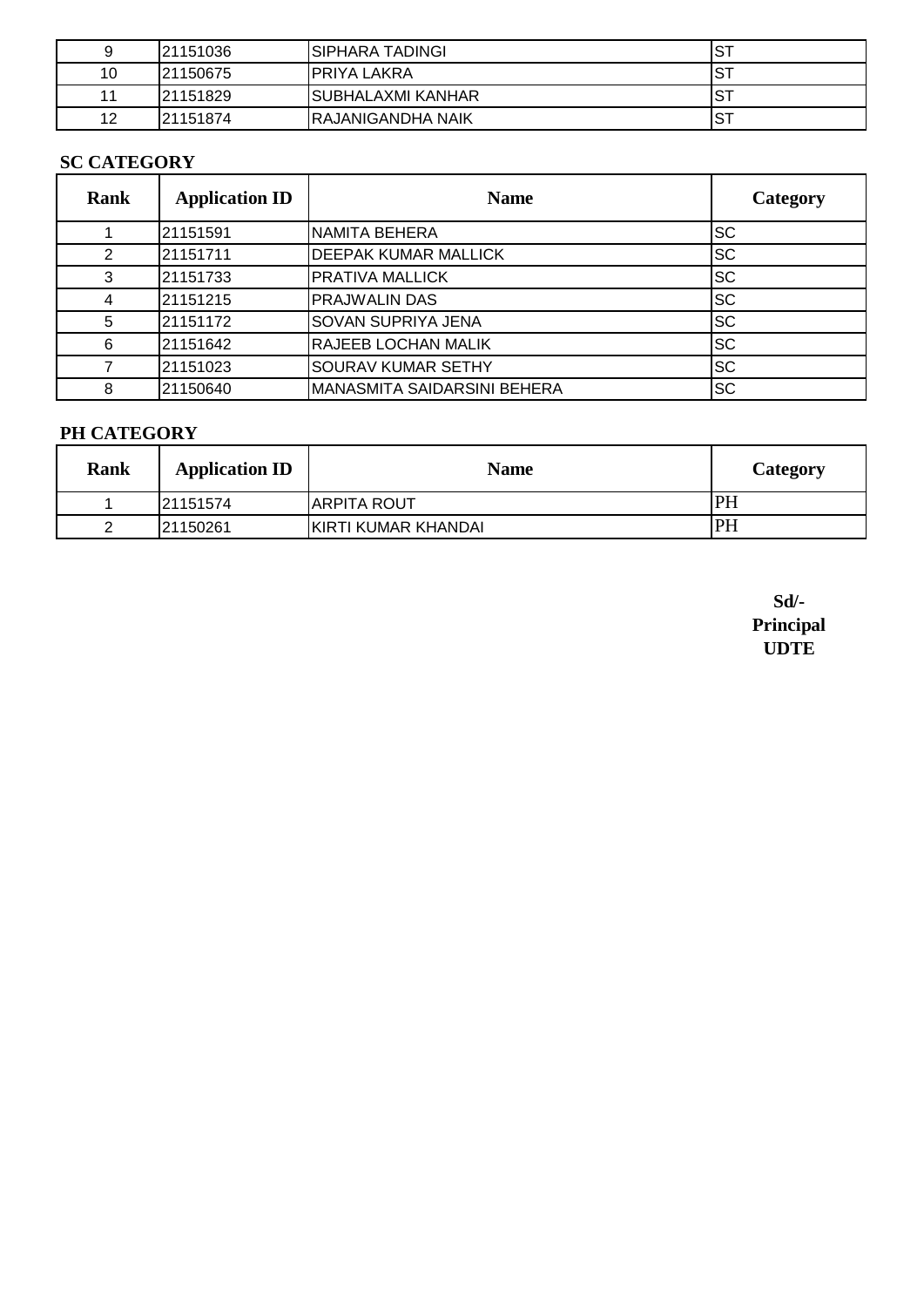| | | | |
|---|---|---|---|
| 9 | 21151036 | SIPHARA TADINGI | ST |
| 10 | 21150675 | PRIYA LAKRA | ST |
| 11 | 21151829 | SUBHALAXMI KANHAR | ST |
| 12 | 21151874 | RAJANIGANDHA NAIK | ST |

**SC CATEGORY**

| Rank | Application ID | Name | Category |
|---|---|---|---|
| 1 | 21151591 | NAMITA BEHERA | SC |
| 2 | 21151711 | DEEPAK KUMAR MALLICK | SC |
| 3 | 21151733 | PRATIVA MALLICK | SC |
| 4 | 21151215 | PRAJWALIN DAS | SC |
| 5 | 21151172 | SOVAN SUPRIYA JENA | SC |
| 6 | 21151642 | RAJEEB LOCHAN MALIK | SC |
| 7 | 21151023 | SOURAV KUMAR SETHY | SC |
| 8 | 21150640 | MANASMITA SAIDARSINI BEHERA | SC |

**PH CATEGORY**

| Rank | Application ID | Name | Category |
|---|---|---|---|
| 1 | 21151574 | ARPITA ROUT | PH |
| 2 | 21150261 | KIRTI KUMAR KHANDAI | PH |

**Sd/-**
**Principal**
**UDTE**